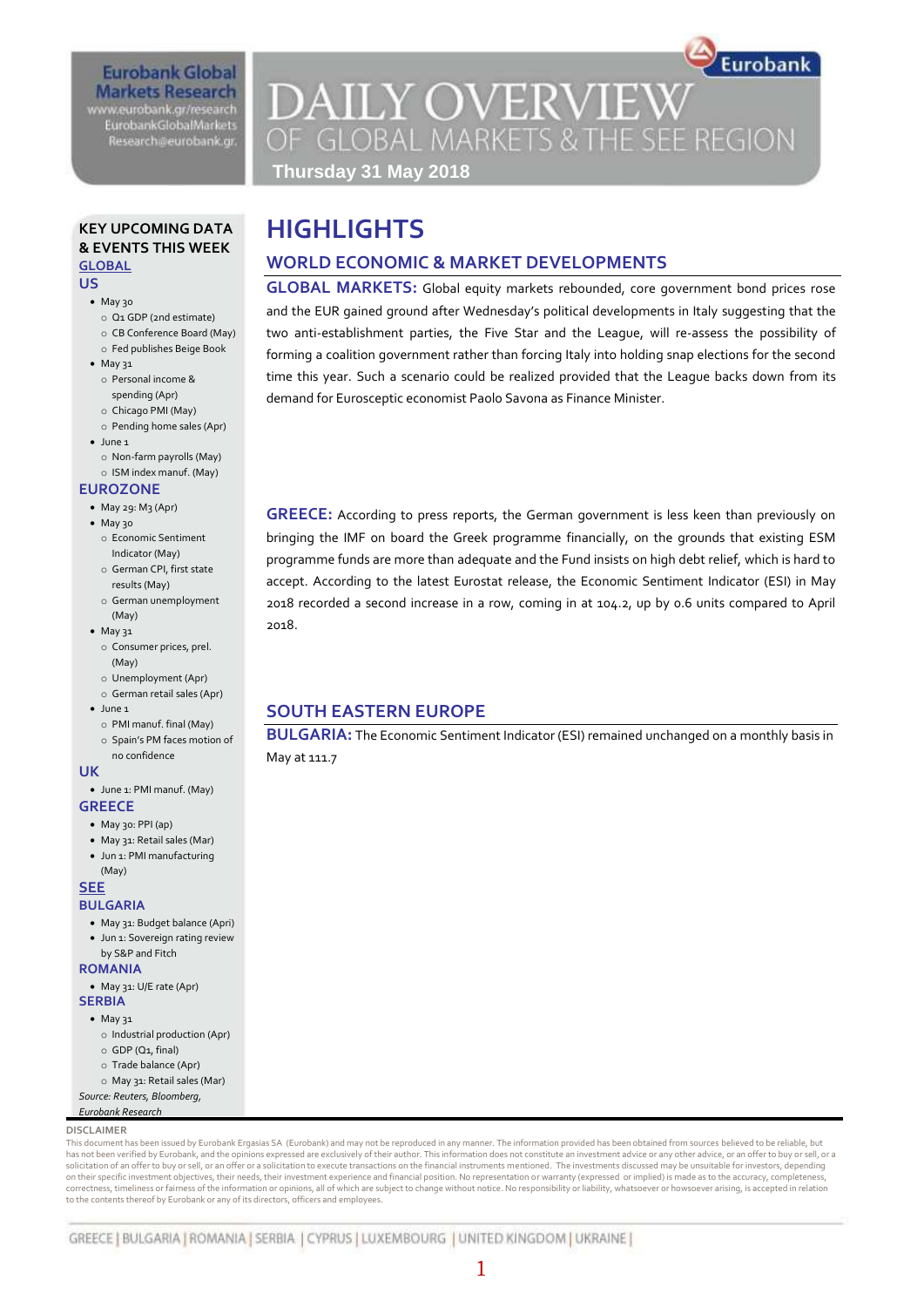Eurobank Global Markets Research
www.eurobank.gr/research
EurobankGlobalMarkets Research@eurobank.gr

# DAILY OVERVIEW OF GLOBAL MARKETS & THE SEE REGION

**Thursday 31 May 2018**

## KEY UPCOMING DATA & EVENTS THIS WEEK

**GLOBAL**

**US**

- May 30
  - Q1 GDP (2nd estimate)
  - CB Conference Board (May)
  - Fed publishes Beige Book
- May 31
  - Personal income & spending (Apr)
  - Chicago PMI (May)
  - Pending home sales (Apr)
- June 1
  - Non-farm payrolls (May)
  - ISM index manuf. (May)

**EUROZONE**

- May 29: M3 (Apr)
- May 30
  - Economic Sentiment Indicator (May)
  - German CPI, first state results (May)
  - German unemployment (May)
- May 31
  - Consumer prices, prel. (May)
  - Unemployment (Apr)
  - German retail sales (Apr)
- June 1
  - PMI manuf. final (May)
  - Spain's PM faces motion of no confidence

**UK**

- June 1: PMI manuf. (May)

**GREECE**

- May 30: PPI (ap)
- May 31: Retail sales (Mar)
- Jun 1: PMI manufacturing (May)

**SEE**

**BULGARIA**

- May 31: Budget balance (Apri)
- Jun 1: Sovereign rating review by S&P and Fitch

**ROMANIA**

- May 31: U/E rate (Apr)

**SERBIA**

- May 31
  - Industrial production (Apr)
  - GDP (Q1, final)
  - Trade balance (Apr)
  - May 31: Retail sales (Mar)

*Source: Reuters, Bloomberg, Eurobank Research*

# HIGHLIGHTS

## WORLD ECONOMIC & MARKET DEVELOPMENTS

**GLOBAL MARKETS:** Global equity markets rebounded, core government bond prices rose and the EUR gained ground after Wednesday's political developments in Italy suggesting that the two anti-establishment parties, the Five Star and the League, will re-assess the possibility of forming a coalition government rather than forcing Italy into holding snap elections for the second time this year. Such a scenario could be realized provided that the League backs down from its demand for Eurosceptic economist Paolo Savona as Finance Minister.

**GREECE:** According to press reports, the German government is less keen than previously on bringing the IMF on board the Greek programme financially, on the grounds that existing ESM programme funds are more than adequate and the Fund insists on high debt relief, which is hard to accept. According to the latest Eurostat release, the Economic Sentiment Indicator (ESI) in May 2018 recorded a second increase in a row, coming in at 104.2, up by 0.6 units compared to April 2018.

## SOUTH EASTERN EUROPE

**BULGARIA:** The Economic Sentiment Indicator (ESI) remained unchanged on a monthly basis in May at 111.7

**DISCLAIMER**

This document has been issued by Eurobank Ergasias SA (Eurobank) and may not be reproduced in any manner. The information provided has been obtained from sources believed to be reliable, but has not been verified by Eurobank, and the opinions expressed are exclusively of their author. This information does not constitute an investment advice or any other advice, or an offer to buy or sell, or a solicitation of an offer to buy or sell, or an offer or a solicitation to execute transactions on the financial instruments mentioned. The investments discussed may be unsuitable for investors, depending on their specific investment objectives, their needs, their investment experience and financial position. No representation or warranty (expressed or implied) is made as to the accuracy, completeness, correctness, timeliness or fairness of the information or opinions, all of which are subject to change without notice. No responsibility or liability, whatsoever or howsoever arising, is accepted in relation to the contents thereof by Eurobank or any of its directors, officers and employees.

GREECE | BULGARIA | ROMANIA | SERBIA | CYPRUS | LUXEMBOURG | UNITED KINGDOM | UKRAINE |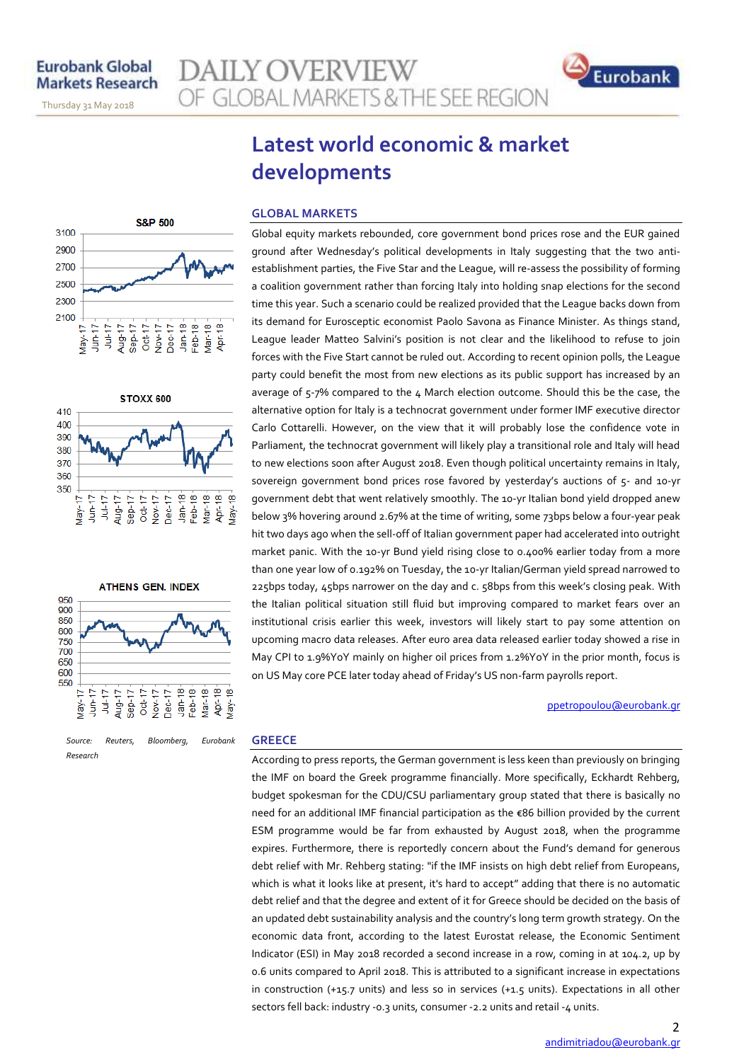# Latest world economic & market developments

## GLOBAL MARKETS

Global equity markets rebounded, core government bond prices rose and the EUR gained ground after Wednesday's political developments in Italy suggesting that the two anti-establishment parties, the Five Star and the League, will re-assess the possibility of forming a coalition government rather than forcing Italy into holding snap elections for the second time this year. Such a scenario could be realized provided that the League backs down from its demand for Eurosceptic economist Paolo Savona as Finance Minister. As things stand, League leader Matteo Salvini's position is not clear and the likelihood to refuse to join forces with the Five Start cannot be ruled out. According to recent opinion polls, the League party could benefit the most from new elections as its public support has increased by an average of 5-7% compared to the 4 March election outcome. Should this be the case, the alternative option for Italy is a technocrat government under former IMF executive director Carlo Cottarelli. However, on the view that it will probably lose the confidence vote in Parliament, the technocrat government will likely play a transitional role and Italy will head to new elections soon after August 2018. Even though political uncertainty remains in Italy, sovereign government bond prices rose favored by yesterday's auctions of 5- and 10-yr government debt that went relatively smoothly. The 10-yr Italian bond yield dropped anew below 3% hovering around 2.67% at the time of writing, some 73bps below a four-year peak hit two days ago when the sell-off of Italian government paper had accelerated into outright market panic. With the 10-yr Bund yield rising close to 0.400% earlier today from a more than one year low of 0.192% on Tuesday, the 10-yr Italian/German yield spread narrowed to 225bps today, 45bps narrower on the day and c. 58bps from this week's closing peak. With the Italian political situation still fluid but improving compared to market fears over an institutional crisis earlier this week, investors will likely start to pay some attention on upcoming macro data releases. After euro area data released earlier today showed a rise in May CPI to 1.9%YoY mainly on higher oil prices from 1.2%YoY in the prior month, focus is on US May core PCE later today ahead of Friday's US non-farm payrolls report.

ppetropoulou@eurobank.gr

## GREECE

According to press reports, the German government is less keen than previously on bringing the IMF on board the Greek programme financially. More specifically, Eckhardt Rehberg, budget spokesman for the CDU/CSU parliamentary group stated that there is basically no need for an additional IMF financial participation as the €86 billion provided by the current ESM programme would be far from exhausted by August 2018, when the programme expires. Furthermore, there is reportedly concern about the Fund's demand for generous debt relief with Mr. Rehberg stating: "if the IMF insists on high debt relief from Europeans, which is what it looks like at present, it's hard to accept" adding that there is no automatic debt relief and that the degree and extent of it for Greece should be decided on the basis of an updated debt sustainability analysis and the country's long term growth strategy. On the economic data front, according to the latest Eurostat release, the Economic Sentiment Indicator (ESI) in May 2018 recorded a second increase in a row, coming in at 104.2, up by 0.6 units compared to April 2018. This is attributed to a significant increase in expectations in construction (+15.7 units) and less so in services (+1.5 units). Expectations in all other sectors fell back: industry -0.3 units, consumer -2.2 units and retail -4 units.

andimitriadou@eurobank.gr

S&P 500

STOXX 600

ATHENS GEN. INDEX

*Source: Reuters, Bloomberg, Eurobank Research*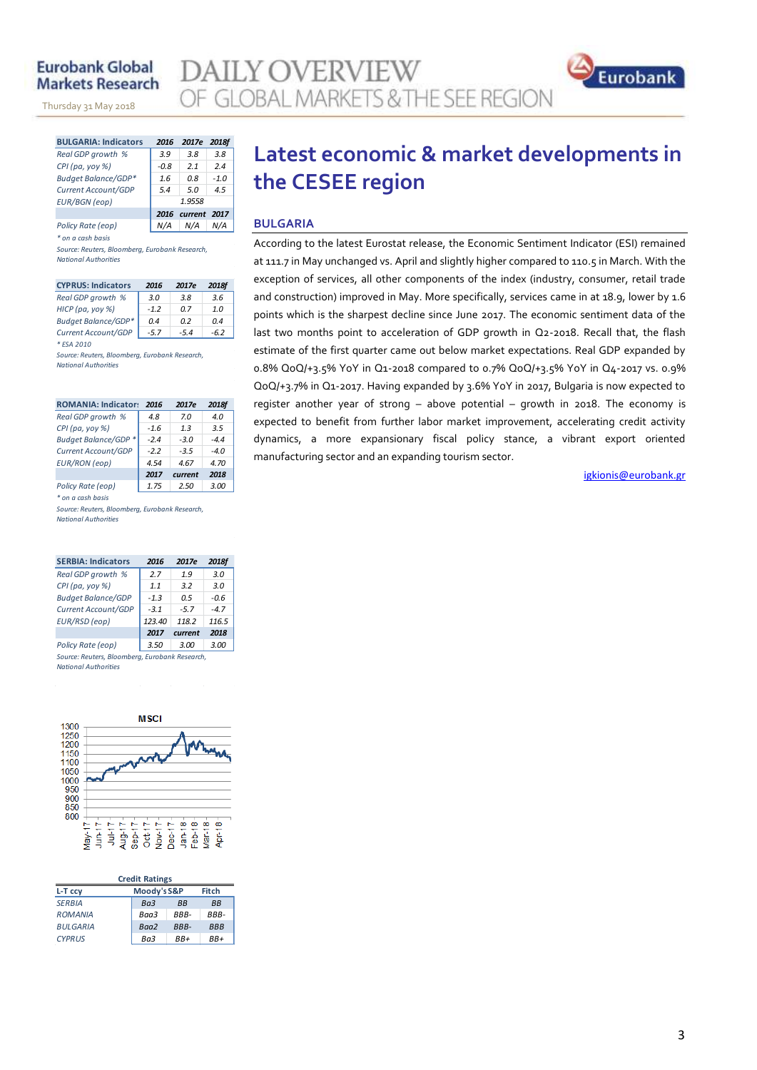# Latest economic & market developments in the CESEE region

## BULGARIA

According to the latest Eurostat release, the Economic Sentiment Indicator (ESI) remained at 111.7 in May unchanged vs. April and slightly higher compared to 110.5 in March. With the exception of services, all other components of the index (industry, consumer, retail trade and construction) improved in May. More specifically, services came in at 18.9, lower by 1.6 points which is the sharpest decline since June 2017. The economic sentiment data of the last two months point to acceleration of GDP growth in Q2-2018. Recall that, the flash estimate of the first quarter came out below market expectations. Real GDP expanded by 0.8% QoQ/+3.5% YoY in Q1-2018 compared to 0.7% QoQ/+3.5% YoY in Q4-2017 vs. 0.9% QoQ/+3.7% in Q1-2017. Having expanded by 3.6% YoY in 2017, Bulgaria is now expected to register another year of strong – above potential – growth in 2018. The economy is expected to benefit from further labor market improvement, accelerating credit activity dynamics, a more expansionary fiscal policy stance, a vibrant export oriented manufacturing sector and an expanding tourism sector.

igkionis@eurobank.gr

| BULGARIA: Indicators | 2016 | 2017e | 2018f |
|---|---|---|---|
| *Real GDP growth %* | 3.9 | 3.8 | 3.8 |
| *CPI (pa, yoy %)* | -0.8 | 2.1 | 2.4 |
| *Budget Balance/GDP** | 1.6 | 0.8 | -1.0 |
| *Current Account/GDP* | 5.4 | 5.0 | 4.5 |
| *EUR/BGN (eop)* | | 1.9558 | |
| | **2016** | **current** | **2017** |
| *Policy Rate (eop)* | N/A | N/A | N/A |

*\* on a cash basis*

*Source: Reuters, Bloomberg, Eurobank Research, National Authorities*

| CYPRUS: Indicators | 2016 | 2017e | 2018f |
|---|---|---|---|
| *Real GDP growth %* | 3.0 | 3.8 | 3.6 |
| *HICP (pa, yoy %)* | -1.2 | 0.7 | 1.0 |
| *Budget Balance/GDP** | 0.4 | 0.2 | 0.4 |
| *Current Account/GDP* | -5.7 | -5.4 | -6.2 |

*\* ESA 2010*

*Source: Reuters, Bloomberg, Eurobank Research, National Authorities*

| ROMANIA: Indicators | 2016 | 2017e | 2018f |
|---|---|---|---|
| *Real GDP growth %* | 4.8 | 7.0 | 4.0 |
| *CPI (pa, yoy %)* | -1.6 | 1.3 | 3.5 |
| *Budget Balance/GDP ** | -2.4 | -3.0 | -4.4 |
| *Current Account/GDP* | -2.2 | -3.5 | -4.0 |
| *EUR/RON (eop)* | 4.54 | 4.67 | 4.70 |
| | **2017** | **current** | **2018** |
| *Policy Rate (eop)* | 1.75 | 2.50 | 3.00 |

*\* on a cash basis*

*Source: Reuters, Bloomberg, Eurobank Research, National Authorities*

| SERBIA: Indicators | 2016 | 2017e | 2018f |
|---|---|---|---|
| *Real GDP growth %* | 2.7 | 1.9 | 3.0 |
| *CPI (pa, yoy %)* | 1.1 | 3.2 | 3.0 |
| *Budget Balance/GDP* | -1.3 | 0.5 | -0.6 |
| *Current Account/GDP* | -3.1 | -5.7 | -4.7 |
| *EUR/RSD (eop)* | 123.40 | 118.2 | 116.5 |
| | **2017** | **current** | **2018** |
| *Policy Rate (eop)* | 3.50 | 3.00 | 3.00 |

*Source: Reuters, Bloomberg, Eurobank Research, National Authorities*

**Credit Ratings**

| L-T ccy | Moody's | S&P | Fitch |
|---|---|---|---|
| *SERBIA* | Ba3 | BB | BB |
| *ROMANIA* | Baa3 | BBB- | BBB- |
| *BULGARIA* | Baa2 | BBB- | BBB |
| *CYPRUS* | Ba3 | BB+ | BB+ |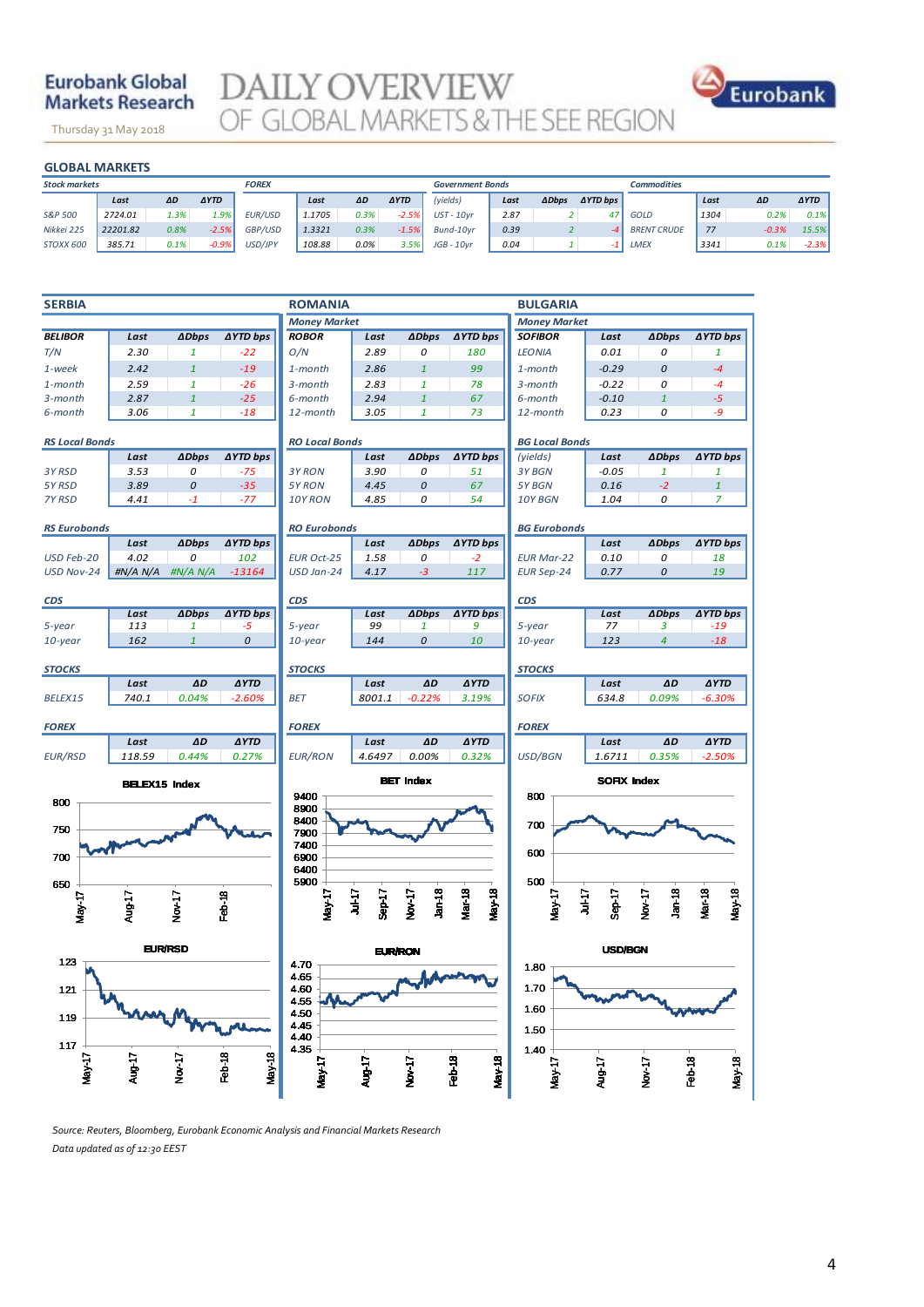# Eurobank Global Markets Research

**DAILY OVERVIEW OF GLOBAL MARKETS & THE SEE REGION**

Thursday 31 May 2018

## GLOBAL MARKETS

| Stock markets | Last | ΔD | ΔYTD |
|---|---|---|---|
| S&P 500 | 2724.01 | 1.3% | 1.9% |
| Nikkei 225 | 22201.82 | 0.8% | -2.5% |
| STOXX 600 | 385.71 | 0.1% | -0.9% |

| FOREX | Last | ΔD | ΔYTD |
|---|---|---|---|
| EUR/USD | 1.1705 | 0.3% | -2.5% |
| GBP/USD | 1.3321 | 0.3% | -1.5% |
| USD/JPY | 108.88 | 0.0% | 3.5% |

| Government Bonds (yields) | Last | ΔDbps | ΔYTD bps |
|---|---|---|---|
| UST - 10yr | 2.87 | 2 | 47 |
| Bund-10yr | 0.39 | 2 | -4 |
| JGB - 10yr | 0.04 | 1 | -1 |

| Commodities | Last | ΔD | ΔYTD |
|---|---|---|---|
| GOLD | 1304 | 0.2% | 0.1% |
| BRENT CRUDE | 77 | -0.3% | 15.5% |
| LMEX | 3341 | 0.1% | -2.3% |

## SERBIA

| BELIBOR | Last | ΔDbps | ΔYTD bps |
|---|---|---|---|
| T/N | 2.30 | 1 | -22 |
| 1-week | 2.42 | 1 | -19 |
| 1-month | 2.59 | 1 | -26 |
| 3-month | 2.87 | 1 | -25 |
| 6-month | 3.06 | 1 | -18 |

**RS Local Bonds**

| | Last | ΔDbps | ΔYTD bps |
|---|---|---|---|
| 3Y RSD | 3.53 | 0 | -75 |
| 5Y RSD | 3.89 | 0 | -35 |
| 7Y RSD | 4.41 | -1 | -77 |

**RS Eurobonds**

| | Last | ΔDbps | ΔYTD bps |
|---|---|---|---|
| USD Feb-20 | 4.02 | 0 | 102 |
| USD Nov-24 | #N/A N/A | #N/A N/A | -13164 |

**CDS**

| | Last | ΔDbps | ΔYTD bps |
|---|---|---|---|
| 5-year | 113 | 1 | -5 |
| 10-year | 162 | 1 | 0 |

**STOCKS**

| | Last | ΔD | ΔYTD |
|---|---|---|---|
| BELEX15 | 740.1 | 0.04% | -2.60% |

**FOREX**

| | Last | ΔD | ΔYTD |
|---|---|---|---|
| EUR/RSD | 118.59 | 0.44% | 0.27% |

## ROMANIA

**Money Market**

| ROBOR | Last | ΔDbps | ΔYTD bps |
|---|---|---|---|
| O/N | 2.89 | 0 | 180 |
| 1-month | 2.86 | 1 | 99 |
| 3-month | 2.83 | 1 | 78 |
| 6-month | 2.94 | 1 | 67 |
| 12-month | 3.05 | 1 | 73 |

**RO Local Bonds**

| | Last | ΔDbps | ΔYTD bps |
|---|---|---|---|
| 3Y RON | 3.90 | 0 | 51 |
| 5Y RON | 4.45 | 0 | 67 |
| 10Y RON | 4.85 | 0 | 54 |

**RO Eurobonds**

| | Last | ΔDbps | ΔYTD bps |
|---|---|---|---|
| EUR Oct-25 | 1.58 | 0 | -2 |
| USD Jan-24 | 4.17 | -3 | 117 |

**CDS**

| | Last | ΔDbps | ΔYTD bps |
|---|---|---|---|
| 5-year | 99 | 1 | 9 |
| 10-year | 144 | 0 | 10 |

**STOCKS**

| | Last | ΔD | ΔYTD |
|---|---|---|---|
| BET | 8001.1 | -0.22% | 3.19% |

**FOREX**

| | Last | ΔD | ΔYTD |
|---|---|---|---|
| EUR/RON | 4.6497 | 0.00% | 0.32% |

## BULGARIA

**Money Market**

| SOFIBOR | Last | ΔDbps | ΔYTD bps |
|---|---|---|---|
| LEONIA | 0.01 | 0 | 1 |
| 1-month | -0.29 | 0 | -4 |
| 3-month | -0.22 | 0 | -4 |
| 6-month | -0.10 | 1 | -5 |
| 12-month | 0.23 | 0 | -9 |

**BG Local Bonds**

| (yields) | Last | ΔDbps | ΔYTD bps |
|---|---|---|---|
| 3Y BGN | -0.05 | 1 | 1 |
| 5Y BGN | 0.16 | -2 | 1 |
| 10Y BGN | 1.04 | 0 | 7 |

**BG Eurobonds**

| | Last | ΔDbps | ΔYTD bps |
|---|---|---|---|
| EUR Mar-22 | 0.10 | 0 | 18 |
| EUR Sep-24 | 0.77 | 0 | 19 |

**CDS**

| | Last | ΔDbps | ΔYTD bps |
|---|---|---|---|
| 5-year | 77 | 3 | -19 |
| 10-year | 123 | 4 | -18 |

**STOCKS**

| | Last | ΔD | ΔYTD |
|---|---|---|---|
| SOFIX | 634.8 | 0.09% | -6.30% |

**FOREX**

| | Last | ΔD | ΔYTD |
|---|---|---|---|
| USD/BGN | 1.6711 | 0.35% | -2.50% |

BELEX15 Index

BET Index

SOFIX Index

EUR/RSD

EUR/RON

USD/BGN

*Source: Reuters, Bloomberg, Eurobank Economic Analysis and Financial Markets Research*

*Data updated as of 12:30 EEST*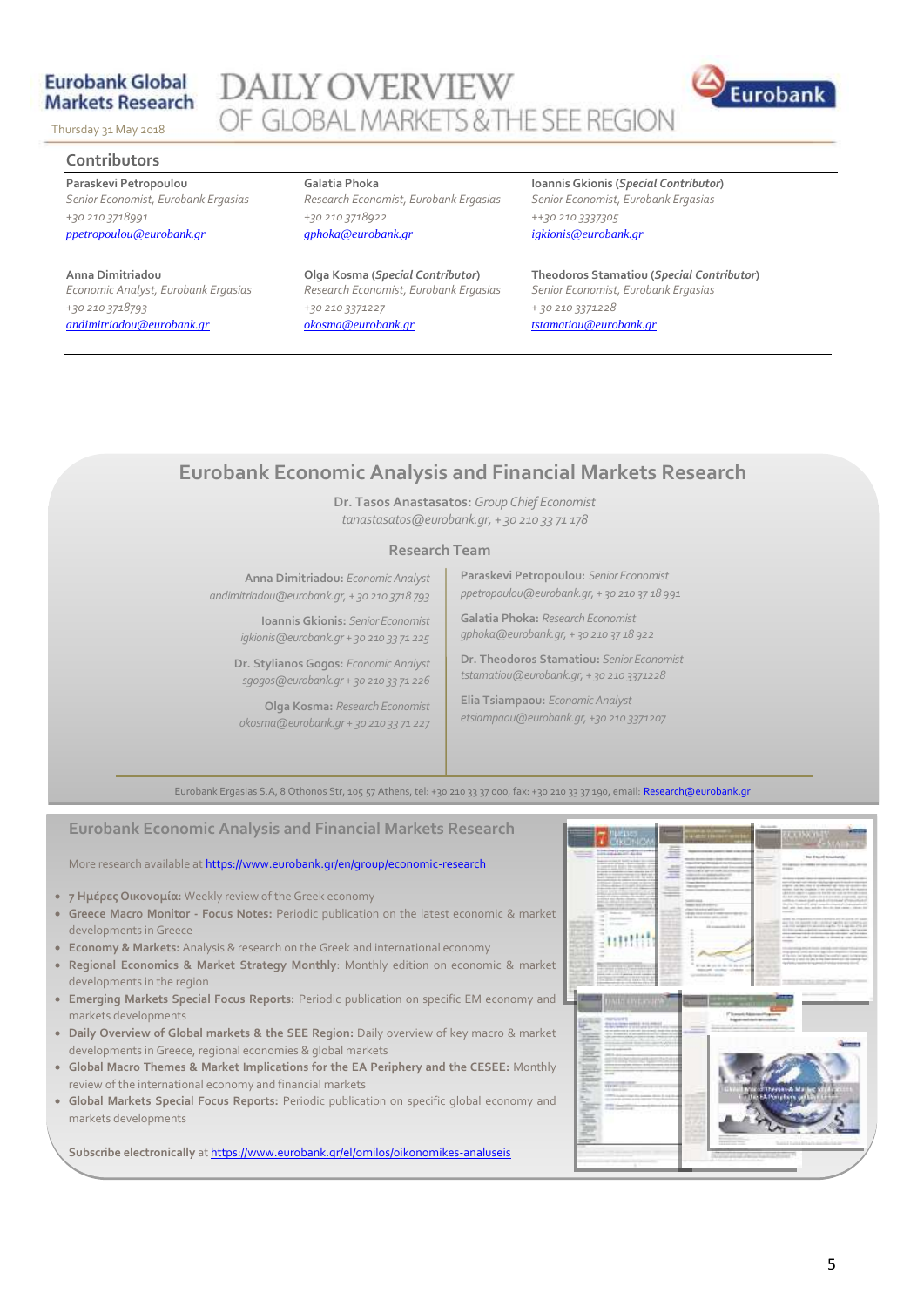## Contributors

**Paraskevi Petropoulou**
*Senior Economist, Eurobank Ergasias*
*+30 210 3718991*
*ppetropoulou@eurobank.gr*

**Galatia Phoka**
*Research Economist, Eurobank Ergasias*
*+30 210 3718922*
*gphoka@eurobank.gr*

**Ioannis Gkionis (*Special Contributor*)**
*Senior Economist, Eurobank Ergasias*
*++30 210 3337305*
*igkionis@eurobank.gr*

**Anna Dimitriadou**
*Economic Analyst, Eurobank Ergasias*
*+30 210 3718793*
*andimitriadou@eurobank.gr*

**Olga Kosma (*Special Contributor*)**
*Research Economist, Eurobank Ergasias*
*+30 210 3371227*
*okosma@eurobank.gr*

**Theodoros Stamatiou (*Special Contributor*)**
*Senior Economist, Eurobank Ergasias*
*+ 30 210 3371228*
*tstamatiou@eurobank.gr*

## Eurobank Economic Analysis and Financial Markets Research

**Dr. Tasos Anastasatos:** *Group Chief Economist*
*tanastasatos@eurobank.gr, + 30 210 33 71 178*

### Research Team

**Anna Dimitriadou:** *Economic Analyst*
*andimitriadou@eurobank.gr, + 30 210 3718 793*

**Ioannis Gkionis:** *Senior Economist*
*igkionis@eurobank.gr + 30 210 33 71 225*

**Dr. Stylianos Gogos:** *Economic Analyst*
*sgogos@eurobank.gr + 30 210 33 71 226*

**Olga Kosma:** *Research Economist*
*okosma@eurobank.gr + 30 210 33 71 227*

**Paraskevi Petropoulou:** *Senior Economist*
*ppetropoulou@eurobank.gr, + 30 210 37 18 991*

**Galatia Phoka:** *Research Economist*
*gphoka@eurobank.gr, + 30 210 37 18 922*

**Dr. Theodoros Stamatiou:** *Senior Economist*
*tstamatiou@eurobank.gr, + 30 210 3371228*

**Elia Tsiampaou:** *Economic Analyst*
*etsiampaou@eurobank.gr, +30 210 3371207*

Eurobank Ergasias S.A, 8 Othonos Str, 105 57 Athens, tel: +30 210 33 37 000, fax: +30 210 33 37 190, email: Research@eurobank.gr

## Eurobank Economic Analysis and Financial Markets Research

More research available at https://www.eurobank.gr/en/group/economic-research

- **7 Ημέρες Οικονομία:** Weekly review of the Greek economy
- **Greece Macro Monitor - Focus Notes:** Periodic publication on the latest economic & market developments in Greece
- **Economy & Markets:** Analysis & research on the Greek and international economy
- **Regional Economics & Market Strategy Monthly**: Monthly edition on economic & market developments in the region
- **Emerging Markets Special Focus Reports:** Periodic publication on specific EM economy and markets developments
- **Daily Overview of Global markets & the SEE Region:** Daily overview of key macro & market developments in Greece, regional economies & global markets
- **Global Macro Themes & Market Implications for the EA Periphery and the CESEE:** Monthly review of the international economy and financial markets
- **Global Markets Special Focus Reports:** Periodic publication on specific global economy and markets developments

**Subscribe electronically** at https://www.eurobank.gr/el/omilos/oikonomikes-analuseis